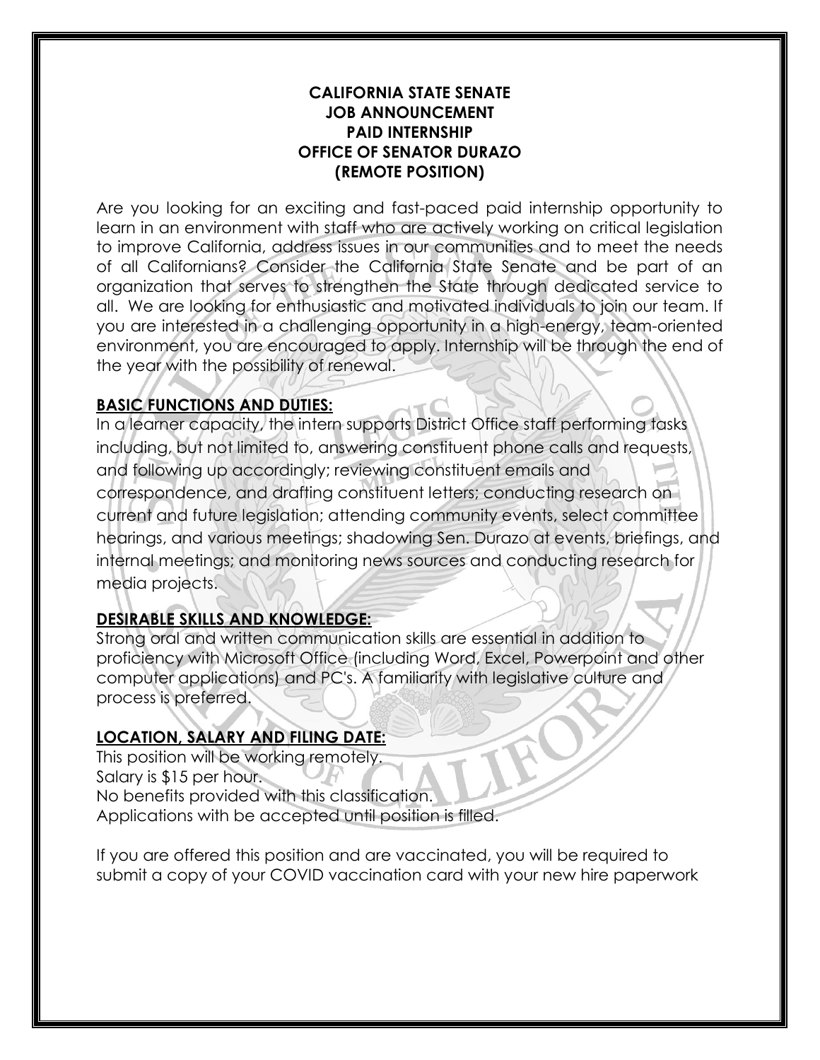**CALIFORNIA STATE SENATE**
**JOB ANNOUNCEMENT**
**PAID INTERNSHIP**
**OFFICE OF SENATOR DURAZO**
**(REMOTE POSITION)**

Are you looking for an exciting and fast-paced paid internship opportunity to learn in an environment with staff who are actively working on critical legislation to improve California, address issues in our communities and to meet the needs of all Californians? Consider the California State Senate and be part of an organization that serves to strengthen the State through dedicated service to all. We are looking for enthusiastic and motivated individuals to join our team. If you are interested in a challenging opportunity in a high-energy, team-oriented environment, you are encouraged to apply. Internship will be through the end of the year with the possibility of renewal.

## BASIC FUNCTIONS AND DUTIES:

In a learner capacity, the intern supports District Office staff performing tasks including, but not limited to, answering constituent phone calls and requests, and following up accordingly; reviewing constituent emails and correspondence, and drafting constituent letters; conducting research on current and future legislation; attending community events, select committee hearings, and various meetings; shadowing Sen. Durazo at events, briefings, and internal meetings; and monitoring news sources and conducting research for media projects.

## DESIRABLE SKILLS AND KNOWLEDGE:

Strong oral and written communication skills are essential in addition to proficiency with Microsoft Office (including Word, Excel, Powerpoint and other computer applications) and PC's. A familiarity with legislative culture and process is preferred.

## LOCATION, SALARY AND FILING DATE:

This position will be working remotely.
Salary is $15 per hour.
No benefits provided with this classification.
Applications with be accepted until position is filled.

If you are offered this position and are vaccinated, you will be required to submit a copy of your COVID vaccination card with your new hire paperwork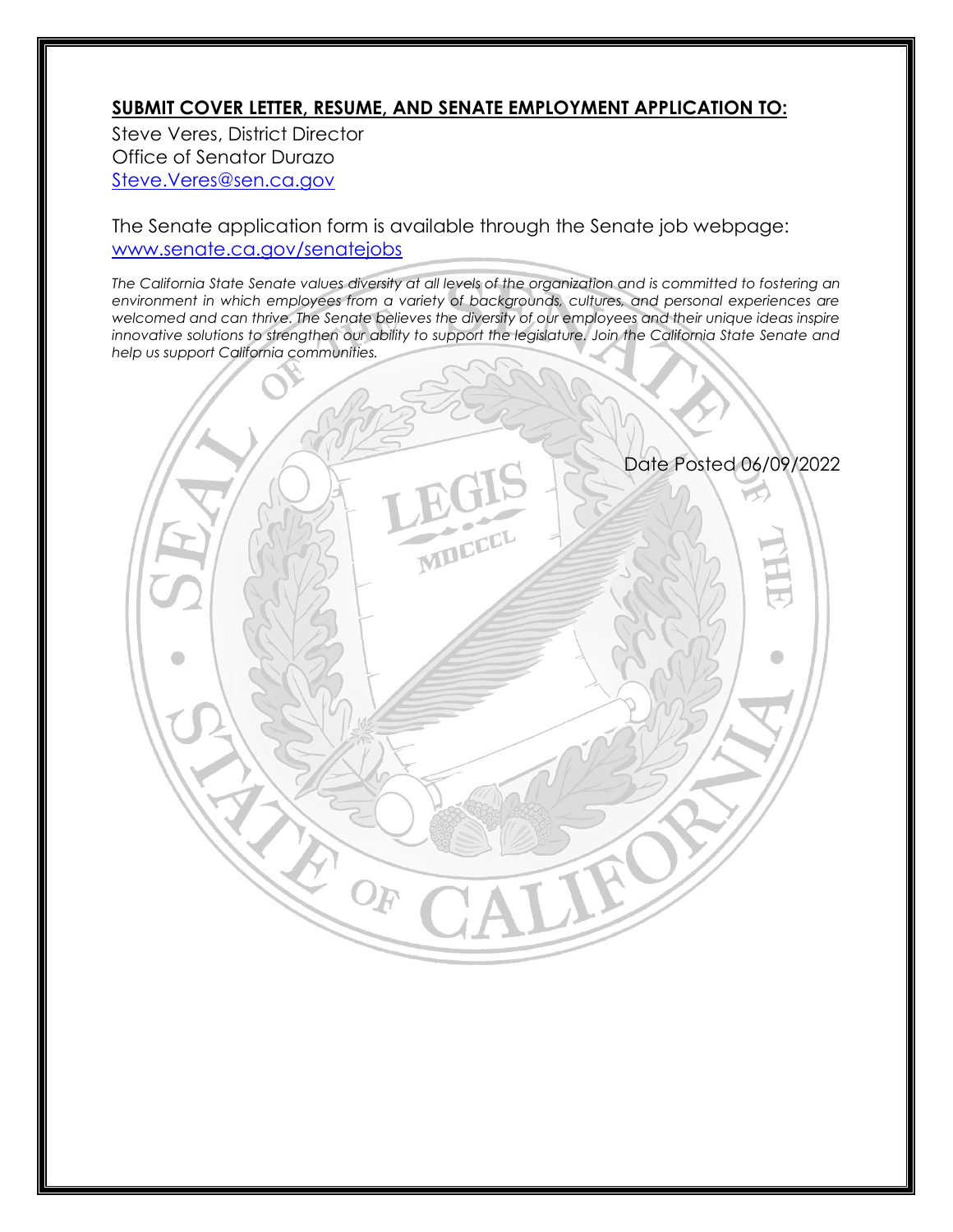**SUBMIT COVER LETTER, RESUME, AND SENATE EMPLOYMENT APPLICATION TO:**

Steve Veres, District Director
Office of Senator Durazo
Steve.Veres@sen.ca.gov

The Senate application form is available through the Senate job webpage: www.senate.ca.gov/senatejobs

*The California State Senate values diversity at all levels of the organization and is committed to fostering an environment in which employees from a variety of backgrounds, cultures, and personal experiences are welcomed and can thrive. The Senate believes the diversity of our employees and their unique ideas inspire innovative solutions to strengthen our ability to support the legislature. Join the California State Senate and help us support California communities.*

Date Posted 06/09/2022